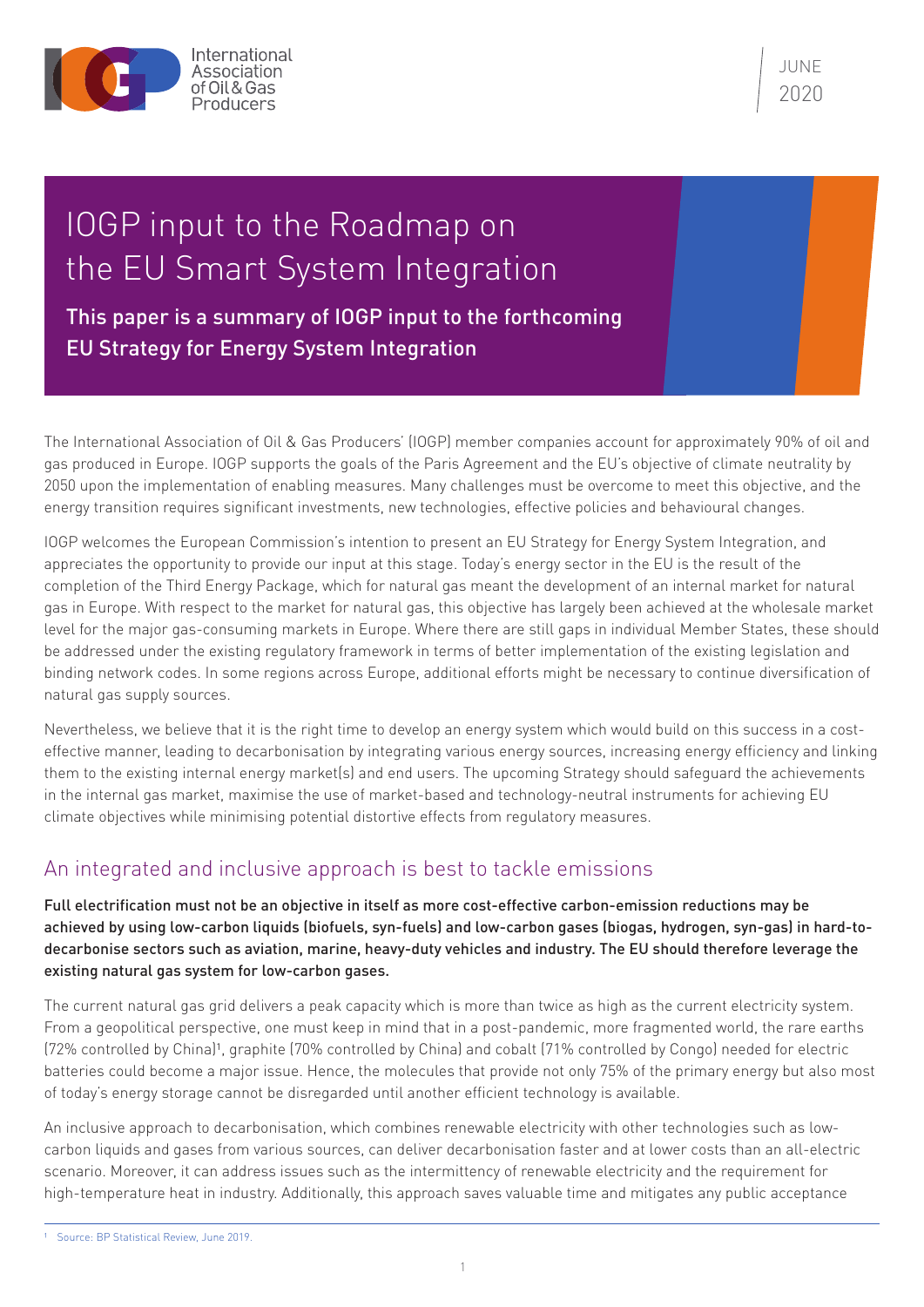International Association of Oil & Gas Producers

JUNE 2020

# IOGP input to the Roadmap on the EU Smart System Integration

**This paper is a summary of IOGP input to the forthcoming EU Strategy for Energy System Integration**

The International Association of Oil & Gas Producers' (IOGP) member companies account for approximately 90% of oil and gas produced in Europe. IOGP supports the goals of the Paris Agreement and the EU's objective of climate neutrality by 2050 upon the implementation of enabling measures. Many challenges must be overcome to meet this objective, and the energy transition requires significant investments, new technologies, effective policies and behavioural changes.

IOGP welcomes the European Commission's intention to present an EU Strategy for Energy System Integration, and appreciates the opportunity to provide our input at this stage. Today's energy sector in the EU is the result of the completion of the Third Energy Package, which for natural gas meant the development of an internal market for natural gas in Europe. With respect to the market for natural gas, this objective has largely been achieved at the wholesale market level for the major gas-consuming markets in Europe. Where there are still gaps in individual Member States, these should be addressed under the existing regulatory framework in terms of better implementation of the existing legislation and binding network codes. In some regions across Europe, additional efforts might be necessary to continue diversification of natural gas supply sources.

Nevertheless, we believe that it is the right time to develop an energy system which would build on this success in a cost-effective manner, leading to decarbonisation by integrating various energy sources, increasing energy efficiency and linking them to the existing internal energy market(s) and end users. The upcoming Strategy should safeguard the achievements in the internal gas market, maximise the use of market-based and technology-neutral instruments for achieving EU climate objectives while minimising potential distortive effects from regulatory measures.

## An integrated and inclusive approach is best to tackle emissions

**Full electrification must not be an objective in itself as more cost-effective carbon-emission reductions may be achieved by using low-carbon liquids (biofuels, syn-fuels) and low-carbon gases (biogas, hydrogen, syn-gas) in hard-to-decarbonise sectors such as aviation, marine, heavy-duty vehicles and industry. The EU should therefore leverage the existing natural gas system for low-carbon gases.**

The current natural gas grid delivers a peak capacity which is more than twice as high as the current electricity system. From a geopolitical perspective, one must keep in mind that in a post-pandemic, more fragmented world, the rare earths (72% controlled by China)[1], graphite (70% controlled by China) and cobalt (71% controlled by Congo) needed for electric batteries could become a major issue. Hence, the molecules that provide not only 75% of the primary energy but also most of today's energy storage cannot be disregarded until another efficient technology is available.

An inclusive approach to decarbonisation, which combines renewable electricity with other technologies such as low-carbon liquids and gases from various sources, can deliver decarbonisation faster and at lower costs than an all-electric scenario. Moreover, it can address issues such as the intermittency of renewable electricity and the requirement for high-temperature heat in industry. Additionally, this approach saves valuable time and mitigates any public acceptance

[1] Source: BP Statistical Review, June 2019.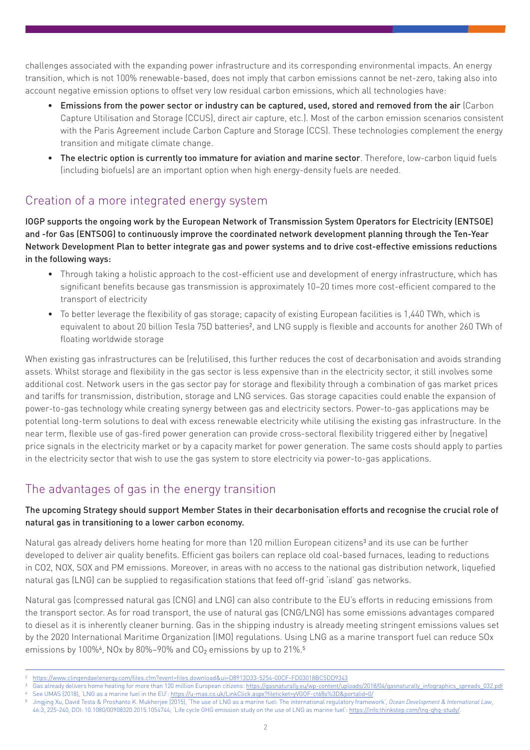challenges associated with the expanding power infrastructure and its corresponding environmental impacts. An energy transition, which is not 100% renewable-based, does not imply that carbon emissions cannot be net-zero, taking also into account negative emission options to offset very low residual carbon emissions, which all technologies have:

- **Emissions from the power sector or industry can be captured, used, stored and removed from the air** (Carbon Capture Utilisation and Storage (CCUS), direct air capture, etc.). Most of the carbon emission scenarios consistent with the Paris Agreement include Carbon Capture and Storage (CCS). These technologies complement the energy transition and mitigate climate change.
- **The electric option is currently too immature for aviation and marine sector**. Therefore, low-carbon liquid fuels (including biofuels) are an important option when high energy-density fuels are needed.

## Creation of a more integrated energy system

**IOGP supports the ongoing work by the European Network of Transmission System Operators for Electricity (ENTSOE) and -for Gas (ENTSOG) to continuously improve the coordinated network development planning through the Ten-Year Network Development Plan to better integrate gas and power systems and to drive cost-effective emissions reductions in the following ways:**

- Through taking a holistic approach to the cost-efficient use and development of energy infrastructure, which has significant benefits because gas transmission is approximately 10–20 times more cost-efficient compared to the transport of electricity
- To better leverage the flexibility of gas storage; capacity of existing European facilities is 1,440 TWh, which is equivalent to about 20 billion Tesla 75D batteries[2], and LNG supply is flexible and accounts for another 260 TWh of floating worldwide storage

When existing gas infrastructures can be (re)utilised, this further reduces the cost of decarbonisation and avoids stranding assets. Whilst storage and flexibility in the gas sector is less expensive than in the electricity sector, it still involves some additional cost. Network users in the gas sector pay for storage and flexibility through a combination of gas market prices and tariffs for transmission, distribution, storage and LNG services. Gas storage capacities could enable the expansion of power-to-gas technology while creating synergy between gas and electricity sectors. Power-to-gas applications may be potential long-term solutions to deal with excess renewable electricity while utilising the existing gas infrastructure. In the near term, flexible use of gas-fired power generation can provide cross-sectoral flexibility triggered either by (negative) price signals in the electricity market or by a capacity market for power generation. The same costs should apply to parties in the electricity sector that wish to use the gas system to store electricity via power-to-gas applications.

## The advantages of gas in the energy transition

**The upcoming Strategy should support Member States in their decarbonisation efforts and recognise the crucial role of natural gas in transitioning to a lower carbon economy.**

Natural gas already delivers home heating for more than 120 million European citizens[3] and its use can be further developed to deliver air quality benefits. Efficient gas boilers can replace old coal-based furnaces, leading to reductions in CO2, NOX, SOX and PM emissions. Moreover, in areas with no access to the national gas distribution network, liquefied natural gas (LNG) can be supplied to regasification stations that feed off-grid 'island' gas networks.

Natural gas (compressed natural gas (CNG) and LNG) can also contribute to the EU's efforts in reducing emissions from the transport sector. As for road transport, the use of natural gas (CNG/LNG) has some emissions advantages compared to diesel as it is inherently cleaner burning. Gas in the shipping industry is already meeting stringent emissions values set by the 2020 International Maritime Organization (IMO) regulations. Using LNG as a marine transport fuel can reduce SOx emissions by 100%[4], NOx by 80%–90% and $CO_2$ emissions by up to 21%.[5]

---

[2] https://www.clingendaelenergy.com/files.cfm?event=files.download&ui=D8913D33-5254-00CF-FD03018BC5DD9343

[3] Gas already delivers home heating for more than 120 million European citizens: https://gasnaturally.eu/wp-content/uploads/2018/04/gasnaturally_infographics_spreads_032.pdf

[4] See UMAS (2018), 'LNG as a marine fuel in the EU': https://u-mas.co.uk/LinkClick.aspx?fileticket=yVGOF-ct68s%3D&portalid=0/

[5] Jingjing Xu, David Testa & Proshanto K. Mukherjee (2015), 'The use of LNG as a marine fuel: The international regulatory framework', *Ocean Development & International Law*, 46:3, 225-240, DOI: 10.1080/00908320.2015.1054744; 'Life cycle GHG emission study on the use of LNG as marine fuel': https://info.thinkstep.com/lng-ghg-study/.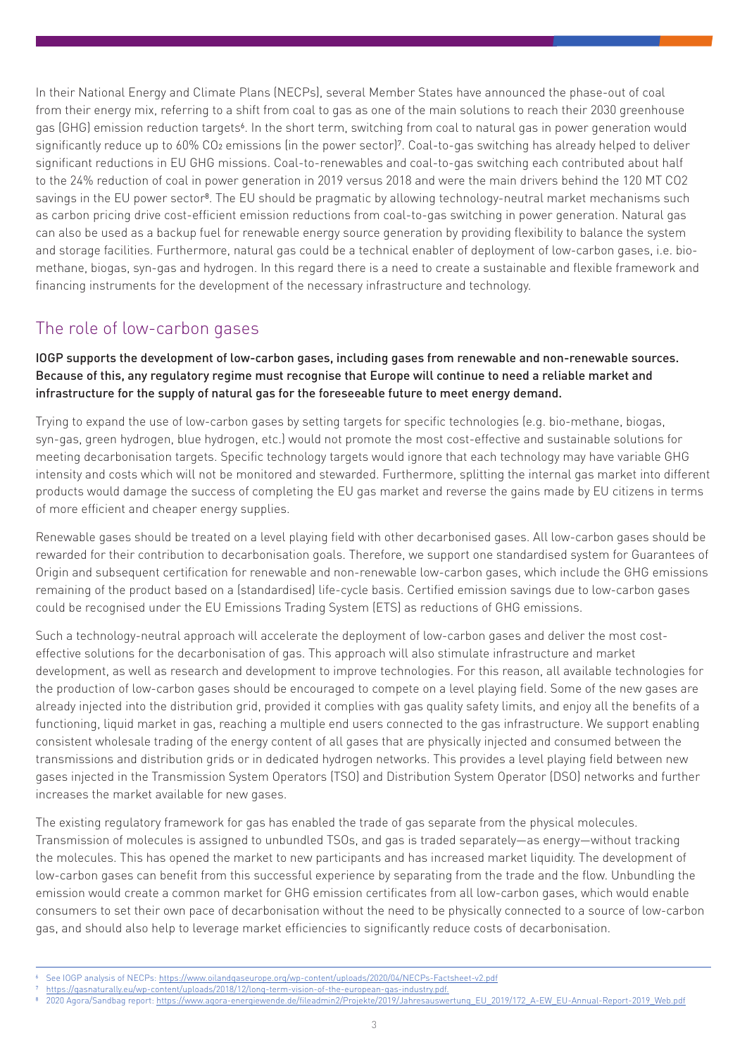In their National Energy and Climate Plans (NECPs), several Member States have announced the phase-out of coal from their energy mix, referring to a shift from coal to gas as one of the main solutions to reach their 2030 greenhouse gas (GHG) emission reduction targets[6]. In the short term, switching from coal to natural gas in power generation would significantly reduce up to 60% $CO_2$ emissions (in the power sector)[7]. Coal-to-gas switching has already helped to deliver significant reductions in EU GHG missions. Coal-to-renewables and coal-to-gas switching each contributed about half to the 24% reduction of coal in power generation in 2019 versus 2018 and were the main drivers behind the 120 MT CO2 savings in the EU power sector[8]. The EU should be pragmatic by allowing technology-neutral market mechanisms such as carbon pricing drive cost-efficient emission reductions from coal-to-gas switching in power generation. Natural gas can also be used as a backup fuel for renewable energy source generation by providing flexibility to balance the system and storage facilities. Furthermore, natural gas could be a technical enabler of deployment of low-carbon gases, i.e. bio-methane, biogas, syn-gas and hydrogen. In this regard there is a need to create a sustainable and flexible framework and financing instruments for the development of the necessary infrastructure and technology.

## The role of low-carbon gases

**IOGP supports the development of low-carbon gases, including gases from renewable and non-renewable sources. Because of this, any regulatory regime must recognise that Europe will continue to need a reliable market and infrastructure for the supply of natural gas for the foreseeable future to meet energy demand.**

Trying to expand the use of low-carbon gases by setting targets for specific technologies (e.g. bio-methane, biogas, syn-gas, green hydrogen, blue hydrogen, etc.) would not promote the most cost-effective and sustainable solutions for meeting decarbonisation targets. Specific technology targets would ignore that each technology may have variable GHG intensity and costs which will not be monitored and stewarded. Furthermore, splitting the internal gas market into different products would damage the success of completing the EU gas market and reverse the gains made by EU citizens in terms of more efficient and cheaper energy supplies.

Renewable gases should be treated on a level playing field with other decarbonised gases. All low-carbon gases should be rewarded for their contribution to decarbonisation goals. Therefore, we support one standardised system for Guarantees of Origin and subsequent certification for renewable and non-renewable low-carbon gases, which include the GHG emissions remaining of the product based on a (standardised) life-cycle basis. Certified emission savings due to low-carbon gases could be recognised under the EU Emissions Trading System (ETS) as reductions of GHG emissions.

Such a technology-neutral approach will accelerate the deployment of low-carbon gases and deliver the most cost-effective solutions for the decarbonisation of gas. This approach will also stimulate infrastructure and market development, as well as research and development to improve technologies. For this reason, all available technologies for the production of low-carbon gases should be encouraged to compete on a level playing field. Some of the new gases are already injected into the distribution grid, provided it complies with gas quality safety limits, and enjoy all the benefits of a functioning, liquid market in gas, reaching a multiple end users connected to the gas infrastructure. We support enabling consistent wholesale trading of the energy content of all gases that are physically injected and consumed between the transmissions and distribution grids or in dedicated hydrogen networks. This provides a level playing field between new gases injected in the Transmission System Operators (TSO) and Distribution System Operator (DSO) networks and further increases the market available for new gases.

The existing regulatory framework for gas has enabled the trade of gas separate from the physical molecules. Transmission of molecules is assigned to unbundled TSOs, and gas is traded separately—as energy—without tracking the molecules. This has opened the market to new participants and has increased market liquidity. The development of low-carbon gases can benefit from this successful experience by separating from the trade and the flow. Unbundling the emission would create a common market for GHG emission certificates from all low-carbon gases, which would enable consumers to set their own pace of decarbonisation without the need to be physically connected to a source of low-carbon gas, and should also help to leverage market efficiencies to significantly reduce costs of decarbonisation.

---

[6] See IOGP analysis of NECPs: https://www.oilandgaseurope.org/wp-content/uploads/2020/04/NECPs-Factsheet-v2.pdf

[7] https://gasnaturally.eu/wp-content/uploads/2018/12/long-term-vision-of-the-european-gas-industry.pdf.

[8] 2020 Agora/Sandbag report: https://www.agora-energiewende.de/fileadmin2/Projekte/2019/Jahresauswertung_EU_2019/172_A-EW_EU-Annual-Report-2019_Web.pdf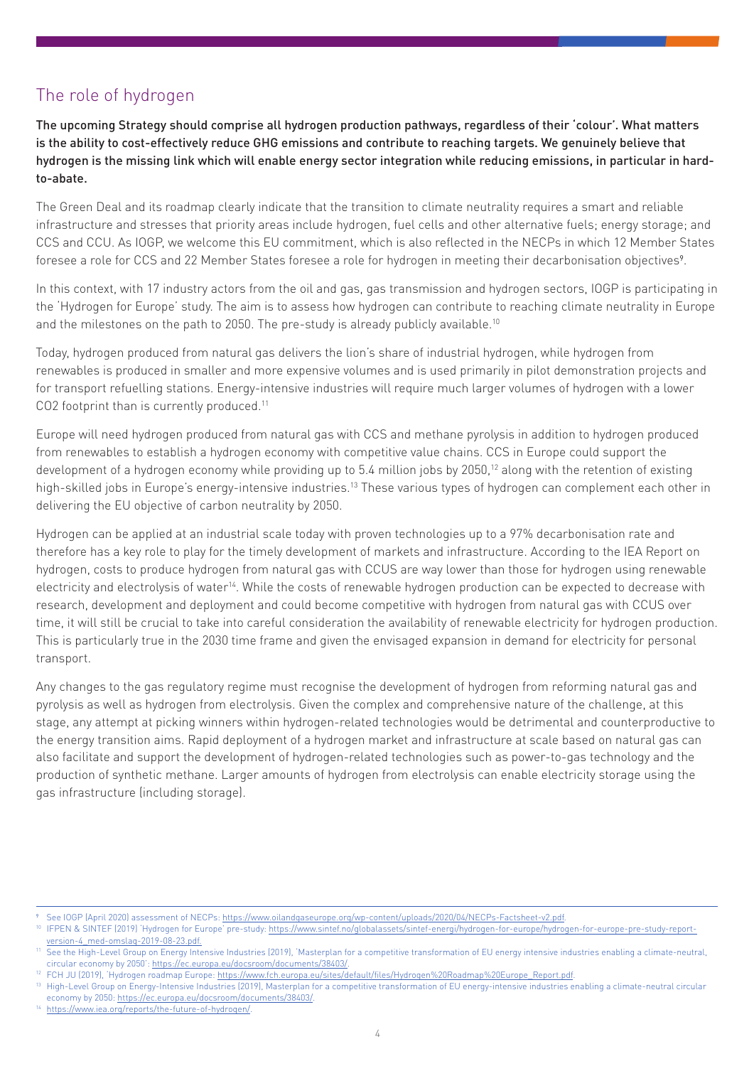## The role of hydrogen

**The upcoming Strategy should comprise all hydrogen production pathways, regardless of their 'colour'. What matters is the ability to cost-effectively reduce GHG emissions and contribute to reaching targets. We genuinely believe that hydrogen is the missing link which will enable energy sector integration while reducing emissions, in particular in hard-to-abate.**

The Green Deal and its roadmap clearly indicate that the transition to climate neutrality requires a smart and reliable infrastructure and stresses that priority areas include hydrogen, fuel cells and other alternative fuels; energy storage; and CCS and CCU. As IOGP, we welcome this EU commitment, which is also reflected in the NECPs in which 12 Member States foresee a role for CCS and 22 Member States foresee a role for hydrogen in meeting their decarbonisation objectives[9].

In this context, with 17 industry actors from the oil and gas, gas transmission and hydrogen sectors, IOGP is participating in the 'Hydrogen for Europe' study. The aim is to assess how hydrogen can contribute to reaching climate neutrality in Europe and the milestones on the path to 2050. The pre-study is already publicly available.[10]

Today, hydrogen produced from natural gas delivers the lion's share of industrial hydrogen, while hydrogen from renewables is produced in smaller and more expensive volumes and is used primarily in pilot demonstration projects and for transport refuelling stations. Energy-intensive industries will require much larger volumes of hydrogen with a lower CO2 footprint than is currently produced.[11]

Europe will need hydrogen produced from natural gas with CCS and methane pyrolysis in addition to hydrogen produced from renewables to establish a hydrogen economy with competitive value chains. CCS in Europe could support the development of a hydrogen economy while providing up to 5.4 million jobs by 2050,[12] along with the retention of existing high-skilled jobs in Europe's energy-intensive industries.[13] These various types of hydrogen can complement each other in delivering the EU objective of carbon neutrality by 2050.

Hydrogen can be applied at an industrial scale today with proven technologies up to a 97% decarbonisation rate and therefore has a key role to play for the timely development of markets and infrastructure. According to the IEA Report on hydrogen, costs to produce hydrogen from natural gas with CCUS are way lower than those for hydrogen using renewable electricity and electrolysis of water[14]. While the costs of renewable hydrogen production can be expected to decrease with research, development and deployment and could become competitive with hydrogen from natural gas with CCUS over time, it will still be crucial to take into careful consideration the availability of renewable electricity for hydrogen production. This is particularly true in the 2030 time frame and given the envisaged expansion in demand for electricity for personal transport.

Any changes to the gas regulatory regime must recognise the development of hydrogen from reforming natural gas and pyrolysis as well as hydrogen from electrolysis. Given the complex and comprehensive nature of the challenge, at this stage, any attempt at picking winners within hydrogen-related technologies would be detrimental and counterproductive to the energy transition aims. Rapid deployment of a hydrogen market and infrastructure at scale based on natural gas can also facilitate and support the development of hydrogen-related technologies such as power-to-gas technology and the production of synthetic methane. Larger amounts of hydrogen from electrolysis can enable electricity storage using the gas infrastructure (including storage).

---

[9] See IOGP (April 2020) assessment of NECPs: https://www.oilandgaseurope.org/wp-content/uploads/2020/04/NECPs-Factsheet-v2.pdf.

[10] IFPEN & SINTEF (2019) 'Hydrogen for Europe' pre-study: https://www.sintef.no/globalassets/sintef-energi/hydrogen-for-europe/hydrogen-for-europe-pre-study-report-version-4_med-omslag-2019-08-23.pdf.

[11] See the High-Level Group on Energy Intensive Industries (2019), 'Masterplan for a competitive transformation of EU energy intensive industries enabling a climate-neutral, circular economy by 2050': https://ec.europa.eu/docsroom/documents/38403/.

[12] FCH JU (2019), 'Hydrogen roadmap Europe: https://www.fch.europa.eu/sites/default/files/Hydrogen%20Roadmap%20Europe_Report.pdf.

[13] High-Level Group on Energy-Intensive Industries (2019), Masterplan for a competitive transformation of EU energy-intensive industries enabling a climate-neutral circular economy by 2050: https://ec.europa.eu/docsroom/documents/38403/.

[14] https://www.iea.org/reports/the-future-of-hydrogen/.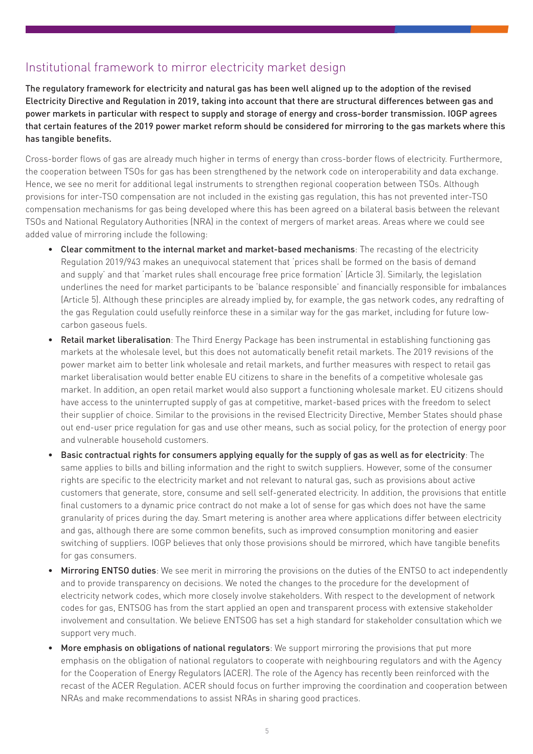## Institutional framework to mirror electricity market design

**The regulatory framework for electricity and natural gas has been well aligned up to the adoption of the revised Electricity Directive and Regulation in 2019, taking into account that there are structural differences between gas and power markets in particular with respect to supply and storage of energy and cross-border transmission. IOGP agrees that certain features of the 2019 power market reform should be considered for mirroring to the gas markets where this has tangible benefits.**

Cross-border flows of gas are already much higher in terms of energy than cross-border flows of electricity. Furthermore, the cooperation between TSOs for gas has been strengthened by the network code on interoperability and data exchange. Hence, we see no merit for additional legal instruments to strengthen regional cooperation between TSOs. Although provisions for inter-TSO compensation are not included in the existing gas regulation, this has not prevented inter-TSO compensation mechanisms for gas being developed where this has been agreed on a bilateral basis between the relevant TSOs and National Regulatory Authorities (NRA) in the context of mergers of market areas. Areas where we could see added value of mirroring include the following:

- **Clear commitment to the internal market and market-based mechanisms**: The recasting of the electricity Regulation 2019/943 makes an unequivocal statement that 'prices shall be formed on the basis of demand and supply' and that 'market rules shall encourage free price formation' (Article 3). Similarly, the legislation underlines the need for market participants to be 'balance responsible' and financially responsible for imbalances (Article 5). Although these principles are already implied by, for example, the gas network codes, any redrafting of the gas Regulation could usefully reinforce these in a similar way for the gas market, including for future low-carbon gaseous fuels.
- **Retail market liberalisation**: The Third Energy Package has been instrumental in establishing functioning gas markets at the wholesale level, but this does not automatically benefit retail markets. The 2019 revisions of the power market aim to better link wholesale and retail markets, and further measures with respect to retail gas market liberalisation would better enable EU citizens to share in the benefits of a competitive wholesale gas market. In addition, an open retail market would also support a functioning wholesale market. EU citizens should have access to the uninterrupted supply of gas at competitive, market-based prices with the freedom to select their supplier of choice. Similar to the provisions in the revised Electricity Directive, Member States should phase out end-user price regulation for gas and use other means, such as social policy, for the protection of energy poor and vulnerable household customers.
- **Basic contractual rights for consumers applying equally for the supply of gas as well as for electricity**: The same applies to bills and billing information and the right to switch suppliers. However, some of the consumer rights are specific to the electricity market and not relevant to natural gas, such as provisions about active customers that generate, store, consume and sell self-generated electricity. In addition, the provisions that entitle final customers to a dynamic price contract do not make a lot of sense for gas which does not have the same granularity of prices during the day. Smart metering is another area where applications differ between electricity and gas, although there are some common benefits, such as improved consumption monitoring and easier switching of suppliers. IOGP believes that only those provisions should be mirrored, which have tangible benefits for gas consumers.
- **Mirroring ENTSO duties**: We see merit in mirroring the provisions on the duties of the ENTSO to act independently and to provide transparency on decisions. We noted the changes to the procedure for the development of electricity network codes, which more closely involve stakeholders. With respect to the development of network codes for gas, ENTSOG has from the start applied an open and transparent process with extensive stakeholder involvement and consultation. We believe ENTSOG has set a high standard for stakeholder consultation which we support very much.
- **More emphasis on obligations of national regulators**: We support mirroring the provisions that put more emphasis on the obligation of national regulators to cooperate with neighbouring regulators and with the Agency for the Cooperation of Energy Regulators (ACER). The role of the Agency has recently been reinforced with the recast of the ACER Regulation. ACER should focus on further improving the coordination and cooperation between NRAs and make recommendations to assist NRAs in sharing good practices.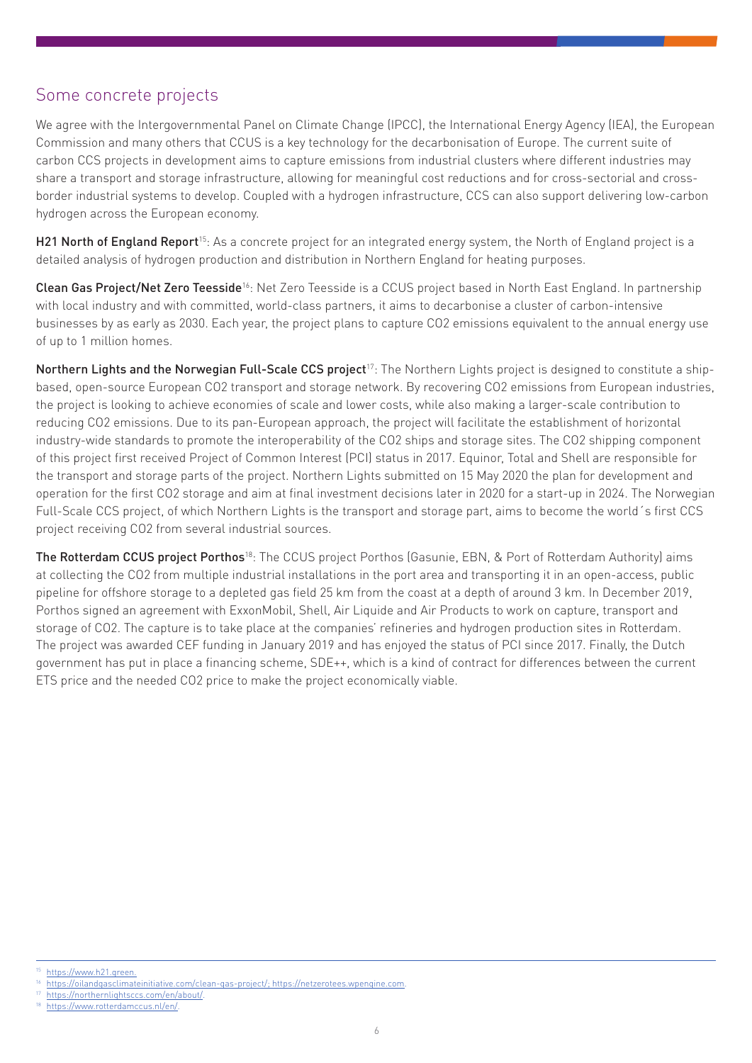## Some concrete projects

We agree with the Intergovernmental Panel on Climate Change (IPCC), the International Energy Agency (IEA), the European Commission and many others that CCUS is a key technology for the decarbonisation of Europe. The current suite of carbon CCS projects in development aims to capture emissions from industrial clusters where different industries may share a transport and storage infrastructure, allowing for meaningful cost reductions and for cross-sectorial and cross-border industrial systems to develop. Coupled with a hydrogen infrastructure, CCS can also support delivering low-carbon hydrogen across the European economy.

**H21 North of England Report**[15]: As a concrete project for an integrated energy system, the North of England project is a detailed analysis of hydrogen production and distribution in Northern England for heating purposes.

**Clean Gas Project/Net Zero Teesside**[16]: Net Zero Teesside is a CCUS project based in North East England. In partnership with local industry and with committed, world-class partners, it aims to decarbonise a cluster of carbon-intensive businesses by as early as 2030. Each year, the project plans to capture CO2 emissions equivalent to the annual energy use of up to 1 million homes.

**Northern Lights and the Norwegian Full-Scale CCS project**[17]: The Northern Lights project is designed to constitute a ship-based, open-source European CO2 transport and storage network. By recovering CO2 emissions from European industries, the project is looking to achieve economies of scale and lower costs, while also making a larger-scale contribution to reducing CO2 emissions. Due to its pan-European approach, the project will facilitate the establishment of horizontal industry-wide standards to promote the interoperability of the CO2 ships and storage sites. The CO2 shipping component of this project first received Project of Common Interest (PCI) status in 2017. Equinor, Total and Shell are responsible for the transport and storage parts of the project. Northern Lights submitted on 15 May 2020 the plan for development and operation for the first CO2 storage and aim at final investment decisions later in 2020 for a start-up in 2024. The Norwegian Full-Scale CCS project, of which Northern Lights is the transport and storage part, aims to become the world´s first CCS project receiving CO2 from several industrial sources.

**The Rotterdam CCUS project Porthos**[18]: The CCUS project Porthos (Gasunie, EBN, & Port of Rotterdam Authority) aims at collecting the CO2 from multiple industrial installations in the port area and transporting it in an open-access, public pipeline for offshore storage to a depleted gas field 25 km from the coast at a depth of around 3 km. In December 2019, Porthos signed an agreement with ExxonMobil, Shell, Air Liquide and Air Products to work on capture, transport and storage of CO2. The capture is to take place at the companies' refineries and hydrogen production sites in Rotterdam. The project was awarded CEF funding in January 2019 and has enjoyed the status of PCI since 2017. Finally, the Dutch government has put in place a financing scheme, SDE++, which is a kind of contract for differences between the current ETS price and the needed CO2 price to make the project economically viable.

---

[15] https://www.h21.green.

[16] https://oilandgasclimateinitiative.com/clean-gas-project/; https://netzerotees.wpengine.com.

[17] https://northernlightsccs.com/en/about/.

[18] https://www.rotterdamccus.nl/en/.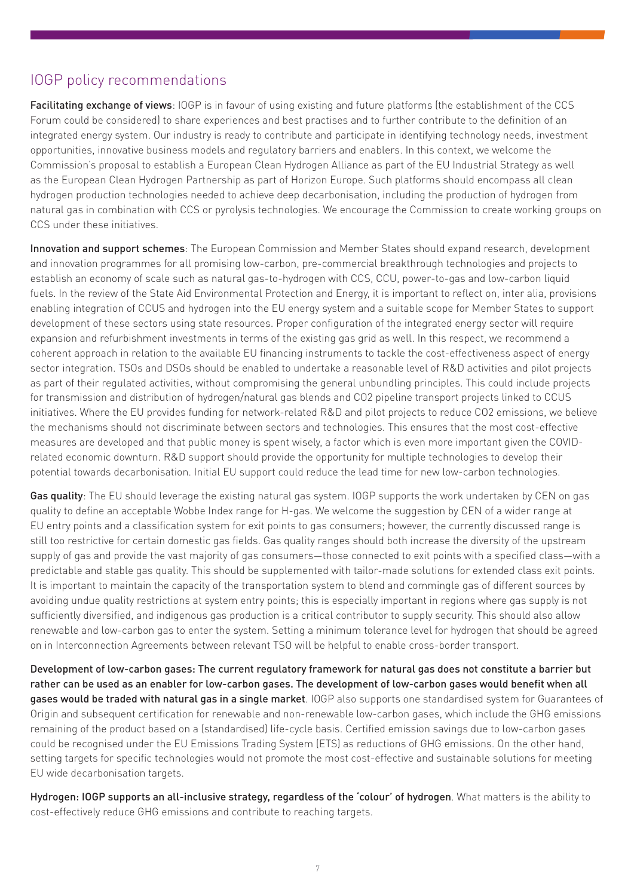## IOGP policy recommendations

**Facilitating exchange of views**: IOGP is in favour of using existing and future platforms (the establishment of the CCS Forum could be considered) to share experiences and best practises and to further contribute to the definition of an integrated energy system. Our industry is ready to contribute and participate in identifying technology needs, investment opportunities, innovative business models and regulatory barriers and enablers. In this context, we welcome the Commission's proposal to establish a European Clean Hydrogen Alliance as part of the EU Industrial Strategy as well as the European Clean Hydrogen Partnership as part of Horizon Europe. Such platforms should encompass all clean hydrogen production technologies needed to achieve deep decarbonisation, including the production of hydrogen from natural gas in combination with CCS or pyrolysis technologies. We encourage the Commission to create working groups on CCS under these initiatives.

**Innovation and support schemes**: The European Commission and Member States should expand research, development and innovation programmes for all promising low-carbon, pre-commercial breakthrough technologies and projects to establish an economy of scale such as natural gas-to-hydrogen with CCS, CCU, power-to-gas and low-carbon liquid fuels. In the review of the State Aid Environmental Protection and Energy, it is important to reflect on, inter alia, provisions enabling integration of CCUS and hydrogen into the EU energy system and a suitable scope for Member States to support development of these sectors using state resources. Proper configuration of the integrated energy sector will require expansion and refurbishment investments in terms of the existing gas grid as well. In this respect, we recommend a coherent approach in relation to the available EU financing instruments to tackle the cost-effectiveness aspect of energy sector integration. TSOs and DSOs should be enabled to undertake a reasonable level of R&D activities and pilot projects as part of their regulated activities, without compromising the general unbundling principles. This could include projects for transmission and distribution of hydrogen/natural gas blends and $CO_2$ pipeline transport projects linked to CCUS initiatives. Where the EU provides funding for network-related R&D and pilot projects to reduce $CO_2$ emissions, we believe the mechanisms should not discriminate between sectors and technologies. This ensures that the most cost-effective measures are developed and that public money is spent wisely, a factor which is even more important given the COVID-related economic downturn. R&D support should provide the opportunity for multiple technologies to develop their potential towards decarbonisation. Initial EU support could reduce the lead time for new low-carbon technologies.

**Gas quality**: The EU should leverage the existing natural gas system. IOGP supports the work undertaken by CEN on gas quality to define an acceptable Wobbe Index range for H-gas. We welcome the suggestion by CEN of a wider range at EU entry points and a classification system for exit points to gas consumers; however, the currently discussed range is still too restrictive for certain domestic gas fields. Gas quality ranges should both increase the diversity of the upstream supply of gas and provide the vast majority of gas consumers—those connected to exit points with a specified class—with a predictable and stable gas quality. This should be supplemented with tailor-made solutions for extended class exit points. It is important to maintain the capacity of the transportation system to blend and commingle gas of different sources by avoiding undue quality restrictions at system entry points; this is especially important in regions where gas supply is not sufficiently diversified, and indigenous gas production is a critical contributor to supply security. This should also allow renewable and low-carbon gas to enter the system. Setting a minimum tolerance level for hydrogen that should be agreed on in Interconnection Agreements between relevant TSO will be helpful to enable cross-border transport.

**Development of low-carbon gases: The current regulatory framework for natural gas does not constitute a barrier but rather can be used as an enabler for low-carbon gases. The development of low-carbon gases would benefit when all gases would be traded with natural gas in a single market**. IOGP also supports one standardised system for Guarantees of Origin and subsequent certification for renewable and non-renewable low-carbon gases, which include the GHG emissions remaining of the product based on a (standardised) life-cycle basis. Certified emission savings due to low-carbon gases could be recognised under the EU Emissions Trading System (ETS) as reductions of GHG emissions. On the other hand, setting targets for specific technologies would not promote the most cost-effective and sustainable solutions for meeting EU wide decarbonisation targets.

**Hydrogen: IOGP supports an all-inclusive strategy, regardless of the 'colour' of hydrogen**. What matters is the ability to cost-effectively reduce GHG emissions and contribute to reaching targets.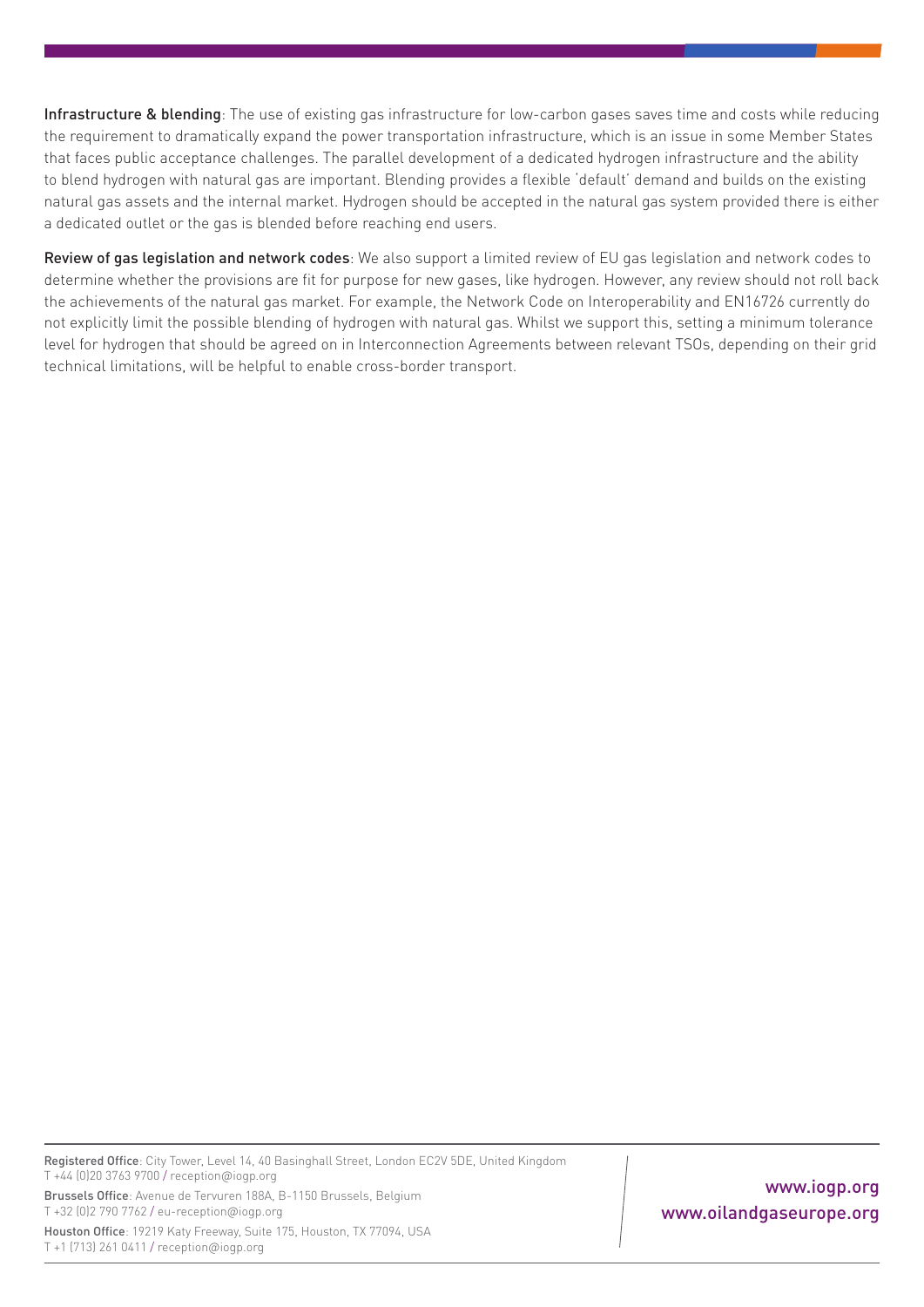**Infrastructure & blending**: The use of existing gas infrastructure for low-carbon gases saves time and costs while reducing the requirement to dramatically expand the power transportation infrastructure, which is an issue in some Member States that faces public acceptance challenges. The parallel development of a dedicated hydrogen infrastructure and the ability to blend hydrogen with natural gas are important. Blending provides a flexible 'default' demand and builds on the existing natural gas assets and the internal market. Hydrogen should be accepted in the natural gas system provided there is either a dedicated outlet or the gas is blended before reaching end users.

**Review of gas legislation and network codes**: We also support a limited review of EU gas legislation and network codes to determine whether the provisions are fit for purpose for new gases, like hydrogen. However, any review should not roll back the achievements of the natural gas market. For example, the Network Code on Interoperability and EN16726 currently do not explicitly limit the possible blending of hydrogen with natural gas. Whilst we support this, setting a minimum tolerance level for hydrogen that should be agreed on in Interconnection Agreements between relevant TSOs, depending on their grid technical limitations, will be helpful to enable cross-border transport.

**Registered Office**: City Tower, Level 14, 40 Basinghall Street, London EC2V 5DE, United Kingdom
T +44 (0)20 3763 9700 / reception@iogp.org

**Brussels Office**: Avenue de Tervuren 188A, B-1150 Brussels, Belgium
T +32 (0)2 790 7762 / eu-reception@iogp.org

**Houston Office**: 19219 Katy Freeway, Suite 175, Houston, TX 77094, USA
T +1 (713) 261 0411 / reception@iogp.org

www.iogp.org
www.oilandgaseurope.org